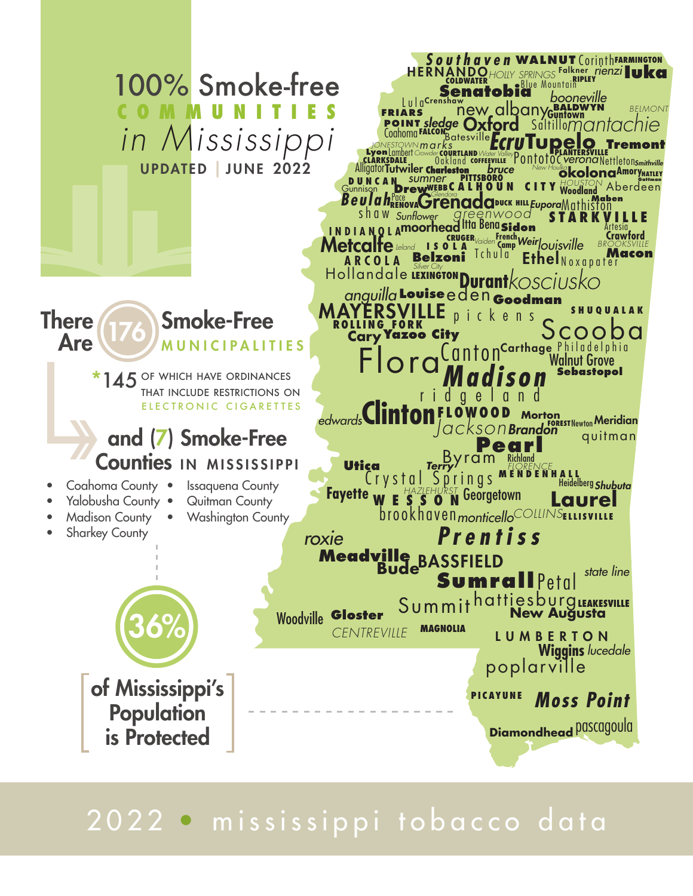# 100% Smoke-free COMMUNITIES in Mississippi

UPDATED | JUNE 2022

## There Are 176 Smoke-Free MUNICIPALITIES

*145 OF WHICH HAVE ORDINANCES THAT INCLUDE RESTRICTIONS ON ELECTRONIC CIGARETTES

## and (7) Smoke-Free Counties IN MISSISSIPPI

- Coahoma County
- Yalobusha County
- Madison County
- Sharkey County
- Issaquena County
- Quitman County
- Washington County

**36% of Mississippi's Population is Protected**

Southaven, WALNUT, Corinth, FARMINGTON, HERNANDO, COLDWATER, HOLLY SPRINGS, Falkner, RIPLEY, rienzi, Iuka, Blue Mountain, Senatobia, Lula, Crenshaw, booneville, FRIARS POINT, new albany, BALDWYN, Guntown, BELMONT, sledge, Oxford, Saltillo, mantachie, Coahoma, FALCON, Batesville, JONESTOWN, marks, Ecru, Tupelo, Tremont, Lyon, Lambert, Crowder, COURTLAND, Water Valley, PLANTERSVILLE, CLARKSDALE, Oakland, COFFEEVILLE, Pontotoc, verona, Nettleton, Smithville, Alligator, Tutwiler, Charleston, bruce, New Houlka, okolona, Amory, HATLEY, DUNCAN, sumner, PITTSBORO, Gattman, Gunnison, Drew, WEBB, CALHOUN CITY, HOUSTON, Woodland, Aberdeen, Glendora, Beulah, Pace, RENOVA, Grenada, DUCK HILL, Eupora, Mathiston, Maben, shaw, Sunflower, greenwood, STARKVILLE, INDIANOLA, moorhead, Itta Bena, Sidon, Artesia, CRUGER, Vaiden, French Camp, Weir, louisville, Crawford, BROOKSVILLE, Metcalfe, Leland, ISOLA, Tchula, Macon, ARCOLA, Belzoni, Ethel, Noxapater, Silver City, Hollandale, LEXINGTON, Durant, kosciusko, anguilla, Louise, eden, Goodman, MAYERSVILLE, pickens, SHUQUALAK, ROLLING FORK, Cary, Yazoo City, Scooba, Flora, Canton, Carthage, Philadelphia, Madison, Walnut Grove, Sebastopol, ridgeland, edwards, Clinton, FLOWOOD, Morton, FOREST, Newton, Meridian, Jackson, Brandon, quitman, Pearl, Utica, Terry, Byram, Richland, FLORENCE, MENDENHALL, Crystal Springs, Heidelberg, Shubuta, Fayette, HAZLEHURST, WESSON, Georgetown, Laurel, brookhaven, monticello, COLLINS, ELLISVILLE, roxie, Prentiss, Meadville, Bude, BASSFIELD, Sumrall, Petal, state line, Summit, hattiesburg, LEAKESVILLE, New Augusta, Woodville, Gloster, CENTREVILLE, MAGNOLIA, LUMBERTON, Wiggins, lucedale, poplarville, PICAYUNE, Moss Point, Diamondhead, pascagoula

2022 • mississippi tobacco data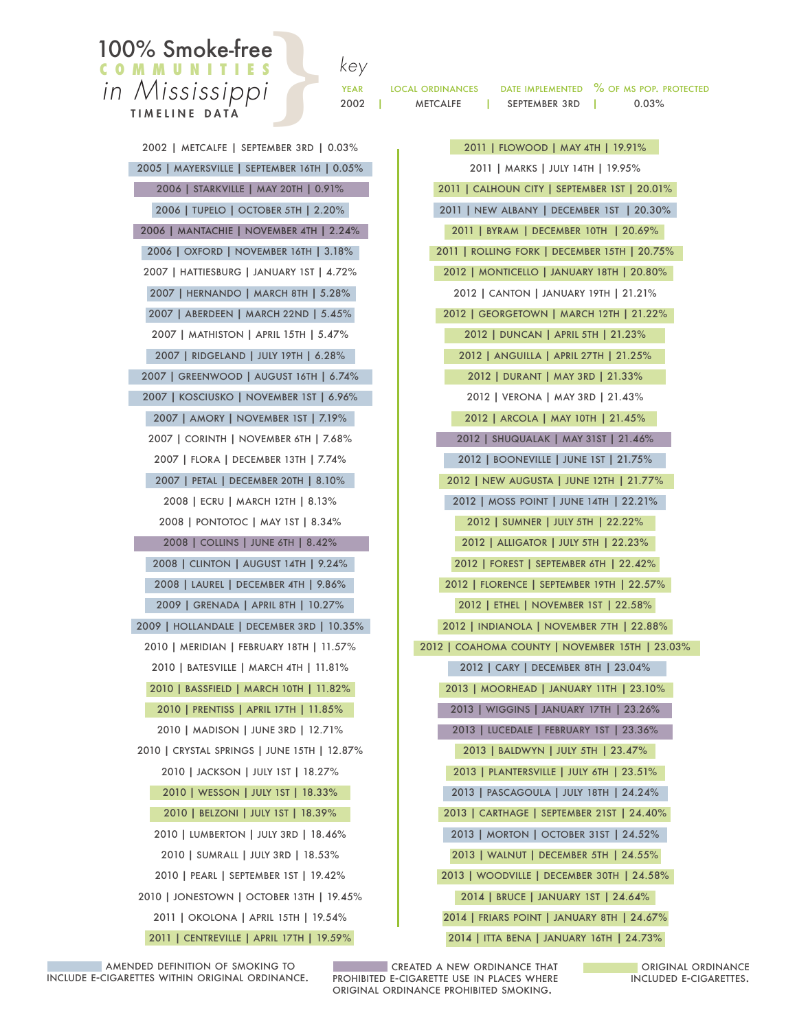# 100% Smoke-free COMMUNITIES in Mississippi

**TIMELINE DATA**

*key*

| YEAR | LOCAL ORDINANCES | DATE IMPLEMENTED | % OF MS POP. PROTECTED |
|---|---|---|---|
| 2002 | METCALFE | SEPTEMBER 3RD | 0.03% |

2002 | METCALFE | SEPTEMBER 3RD | 0.03%
2005 | MAYERSVILLE | SEPTEMBER 16TH | 0.05%
2006 | STARKVILLE | MAY 20TH | 0.91%
2006 | TUPELO | OCTOBER 5TH | 2.20%
2006 | MANTACHIE | NOVEMBER 4TH | 2.24%
2006 | OXFORD | NOVEMBER 16TH | 3.18%
2007 | HATTIESBURG | JANUARY 1ST | 4.72%
2007 | HERNANDO | MARCH 8TH | 5.28%
2007 | ABERDEEN | MARCH 22ND | 5.45%
2007 | MATHISTON | APRIL 15TH | 5.47%
2007 | RIDGELAND | JULY 19TH | 6.28%
2007 | GREENWOOD | AUGUST 16TH | 6.74%
2007 | KOSCIUSKO | NOVEMBER 1ST | 6.96%
2007 | AMORY | NOVEMBER 1ST | 7.19%
2007 | CORINTH | NOVEMBER 6TH | 7.68%
2007 | FLORA | DECEMBER 13TH | 7.74%
2007 | PETAL | DECEMBER 20TH | 8.10%
2008 | ECRU | MARCH 12TH | 8.13%
2008 | PONTOTOC | MAY 1ST | 8.34%
2008 | COLLINS | JUNE 6TH | 8.42%
2008 | CLINTON | AUGUST 14TH | 9.24%
2008 | LAUREL | DECEMBER 4TH | 9.86%
2009 | GRENADA | APRIL 8TH | 10.27%
2009 | HOLLANDALE | DECEMBER 3RD | 10.35%
2010 | MERIDIAN | FEBRUARY 18TH | 11.57%
2010 | BATESVILLE | MARCH 4TH | 11.81%
2010 | BASSFIELD | MARCH 10TH | 11.82%
2010 | PRENTISS | APRIL 17TH | 11.85%
2010 | MADISON | JUNE 3RD | 12.71%
2010 | CRYSTAL SPRINGS | JUNE 15TH | 12.87%
2010 | JACKSON | JULY 1ST | 18.27%
2010 | WESSON | JULY 1ST | 18.33%
2010 | BELZONI | JULY 1ST | 18.39%
2010 | LUMBERTON | JULY 3RD | 18.46%
2010 | SUMRALL | JULY 3RD | 18.53%
2010 | PEARL | SEPTEMBER 1ST | 19.42%
2010 | JONESTOWN | OCTOBER 13TH | 19.45%
2011 | OKOLONA | APRIL 15TH | 19.54%
2011 | CENTREVILLE | APRIL 17TH | 19.59%
2011 | FLOWOOD | MAY 4TH | 19.91%
2011 | MARKS | JULY 14TH | 19.95%
2011 | CALHOUN CITY | SEPTEMBER 1ST | 20.01%
2011 | NEW ALBANY | DECEMBER 1ST | 20.30%
2011 | BYRAM | DECEMBER 10TH | 20.69%
2011 | ROLLING FORK | DECEMBER 15TH | 20.75%
2012 | MONTICELLO | JANUARY 18TH | 20.80%
2012 | CANTON | JANUARY 19TH | 21.21%
2012 | GEORGETOWN | MARCH 12TH | 21.22%
2012 | DUNCAN | APRIL 5TH | 21.23%
2012 | ANGUILLA | APRIL 27TH | 21.25%
2012 | DURANT | MAY 3RD | 21.33%
2012 | VERONA | MAY 3RD | 21.43%
2012 | ARCOLA | MAY 10TH | 21.45%
2012 | SHUQUALAK | MAY 31ST | 21.46%
2012 | BOONEVILLE | JUNE 1ST | 21.75%
2012 | NEW AUGUSTA | JUNE 12TH | 21.77%
2012 | MOSS POINT | JUNE 14TH | 22.21%
2012 | SUMNER | JULY 5TH | 22.22%
2012 | ALLIGATOR | JULY 5TH | 22.23%
2012 | FOREST | SEPTEMBER 6TH | 22.42%
2012 | FLORENCE | SEPTEMBER 19TH | 22.57%
2012 | ETHEL | NOVEMBER 1ST | 22.58%
2012 | INDIANOLA | NOVEMBER 7TH | 22.88%
2012 | COAHOMA COUNTY | NOVEMBER 15TH | 23.03%
2012 | CARY | DECEMBER 8TH | 23.04%
2013 | MOORHEAD | JANUARY 11TH | 23.10%
2013 | WIGGINS | JANUARY 17TH | 23.26%
2013 | LUCEDALE | FEBRUARY 1ST | 23.36%
2013 | BALDWYN | JULY 5TH | 23.47%
2013 | PLANTERSVILLE | JULY 6TH | 23.51%
2013 | PASCAGOULA | JULY 18TH | 24.24%
2013 | CARTHAGE | SEPTEMBER 21ST | 24.40%
2013 | MORTON | OCTOBER 31ST | 24.52%
2013 | WALNUT | DECEMBER 5TH | 24.55%
2013 | WOODVILLE | DECEMBER 30TH | 24.58%
2014 | BRUCE | JANUARY 1ST | 24.64%
2014 | FRIARS POINT | JANUARY 8TH | 24.67%
2014 | ITTA BENA | JANUARY 16TH | 24.73%

AMENDED DEFINITION OF SMOKING TO INCLUDE E-CIGARETTES WITHIN ORIGINAL ORDINANCE.

CREATED A NEW ORDINANCE THAT PROHIBITED E-CIGARETTE USE IN PLACES WHERE ORIGINAL ORDINANCE PROHIBITED SMOKING.

ORIGINAL ORDINANCE INCLUDED E-CIGARETTES.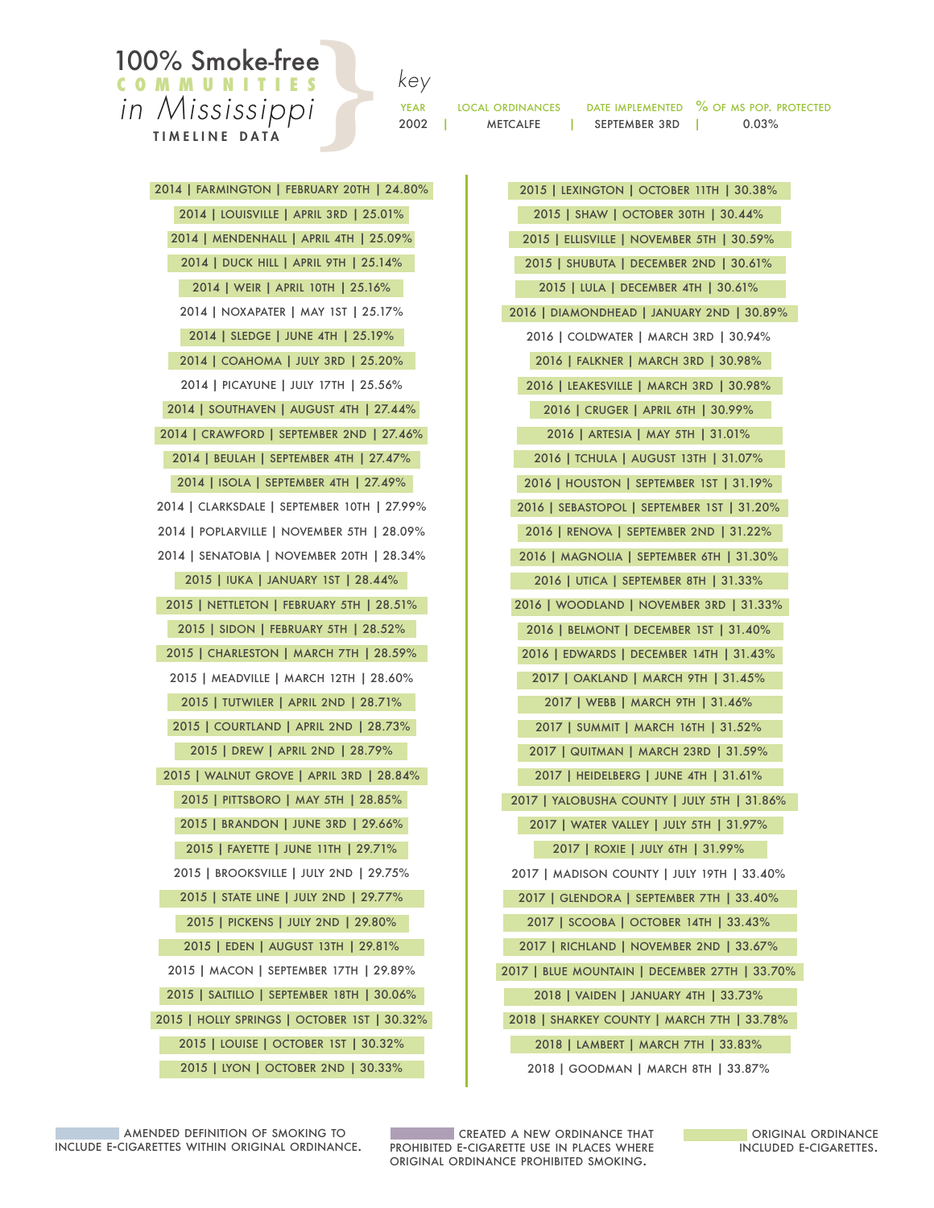# 100% Smoke-free COMMUNITIES in Mississippi

**TIMELINE DATA**

*key*

| YEAR | LOCAL ORDINANCES | DATE IMPLEMENTED | % OF MS POP. PROTECTED |
|---|---|---|---|
| 2002 | METCALFE | SEPTEMBER 3RD | 0.03% |

2014 | FARMINGTON | FEBRUARY 20TH | 24.80%
2014 | LOUISVILLE | APRIL 3RD | 25.01%
2014 | MENDENHALL | APRIL 4TH | 25.09%
2014 | DUCK HILL | APRIL 9TH | 25.14%
2014 | WEIR | APRIL 10TH | 25.16%
2014 | NOXAPATER | MAY 1ST | 25.17%
2014 | SLEDGE | JUNE 4TH | 25.19%
2014 | COAHOMA | JULY 3RD | 25.20%
2014 | PICAYUNE | JULY 17TH | 25.56%
2014 | SOUTHAVEN | AUGUST 4TH | 27.44%
2014 | CRAWFORD | SEPTEMBER 2ND | 27.46%
2014 | BEULAH | SEPTEMBER 4TH | 27.47%
2014 | ISOLA | SEPTEMBER 4TH | 27.49%
2014 | CLARKSDALE | SEPTEMBER 10TH | 27.99%
2014 | POPLARVILLE | NOVEMBER 5TH | 28.09%
2014 | SENATOBIA | NOVEMBER 20TH | 28.34%
2015 | IUKA | JANUARY 1ST | 28.44%
2015 | NETTLETON | FEBRUARY 5TH | 28.51%
2015 | SIDON | FEBRUARY 5TH | 28.52%
2015 | CHARLESTON | MARCH 7TH | 28.59%
2015 | MEADVILLE | MARCH 12TH | 28.60%
2015 | TUTWILER | APRIL 2ND | 28.71%
2015 | COURTLAND | APRIL 2ND | 28.73%
2015 | DREW | APRIL 2ND | 28.79%
2015 | WALNUT GROVE | APRIL 3RD | 28.84%
2015 | PITTSBORO | MAY 5TH | 28.85%
2015 | BRANDON | JUNE 3RD | 29.66%
2015 | FAYETTE | JUNE 11TH | 29.71%
2015 | BROOKSVILLE | JULY 2ND | 29.75%
2015 | STATE LINE | JULY 2ND | 29.77%
2015 | PICKENS | JULY 2ND | 29.80%
2015 | EDEN | AUGUST 13TH | 29.81%
2015 | MACON | SEPTEMBER 17TH | 29.89%
2015 | SALTILLO | SEPTEMBER 18TH | 30.06%
2015 | HOLLY SPRINGS | OCTOBER 1ST | 30.32%
2015 | LOUISE | OCTOBER 1ST | 30.32%
2015 | LYON | OCTOBER 2ND | 30.33%
2015 | LEXINGTON | OCTOBER 11TH | 30.38%
2015 | SHAW | OCTOBER 30TH | 30.44%
2015 | ELLISVILLE | NOVEMBER 5TH | 30.59%
2015 | SHUBUTA | DECEMBER 2ND | 30.61%
2015 | LULA | DECEMBER 4TH | 30.61%
2016 | DIAMONDHEAD | JANUARY 2ND | 30.89%
2016 | COLDWATER | MARCH 3RD | 30.94%
2016 | FALKNER | MARCH 3RD | 30.98%
2016 | LEAKESVILLE | MARCH 3RD | 30.98%
2016 | CRUGER | APRIL 6TH | 30.99%
2016 | ARTESIA | MAY 5TH | 31.01%
2016 | TCHULA | AUGUST 13TH | 31.07%
2016 | HOUSTON | SEPTEMBER 1ST | 31.19%
2016 | SEBASTOPOL | SEPTEMBER 1ST | 31.20%
2016 | RENOVA | SEPTEMBER 2ND | 31.22%
2016 | MAGNOLIA | SEPTEMBER 6TH | 31.30%
2016 | UTICA | SEPTEMBER 8TH | 31.33%
2016 | WOODLAND | NOVEMBER 3RD | 31.33%
2016 | BELMONT | DECEMBER 1ST | 31.40%
2016 | EDWARDS | DECEMBER 14TH | 31.43%
2017 | OAKLAND | MARCH 9TH | 31.45%
2017 | WEBB | MARCH 9TH | 31.46%
2017 | SUMMIT | MARCH 16TH | 31.52%
2017 | QUITMAN | MARCH 23RD | 31.59%
2017 | HEIDELBERG | JUNE 4TH | 31.61%
2017 | YALOBUSHA COUNTY | JULY 5TH | 31.86%
2017 | WATER VALLEY | JULY 5TH | 31.97%
2017 | ROXIE | JULY 6TH | 31.99%
2017 | MADISON COUNTY | JULY 19TH | 33.40%
2017 | GLENDORA | SEPTEMBER 7TH | 33.40%
2017 | SCOOBA | OCTOBER 14TH | 33.43%
2017 | RICHLAND | NOVEMBER 2ND | 33.67%
2017 | BLUE MOUNTAIN | DECEMBER 27TH | 33.70%
2018 | VAIDEN | JANUARY 4TH | 33.73%
2018 | SHARKEY COUNTY | MARCH 7TH | 33.78%
2018 | LAMBERT | MARCH 7TH | 33.83%
2018 | GOODMAN | MARCH 8TH | 33.87%

AMENDED DEFINITION OF SMOKING TO INCLUDE E-CIGARETTES WITHIN ORIGINAL ORDINANCE.

CREATED A NEW ORDINANCE THAT PROHIBITED E-CIGARETTE USE IN PLACES WHERE ORIGINAL ORDINANCE PROHIBITED SMOKING.

ORIGINAL ORDINANCE INCLUDED E-CIGARETTES.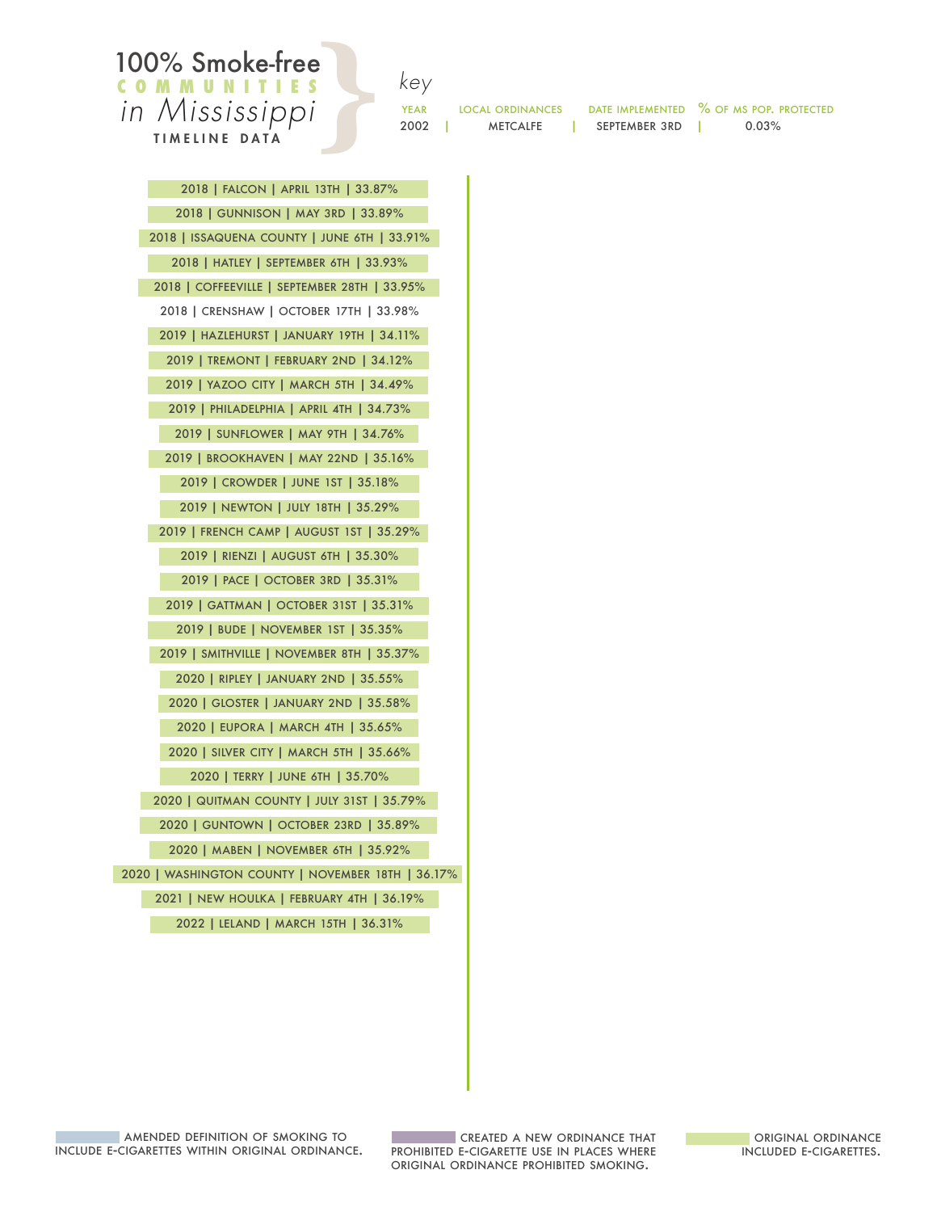# 100% Smoke-free COMMUNITIES in Mississippi

**TIMELINE DATA**

*key*

| YEAR | LOCAL ORDINANCES | DATE IMPLEMENTED | % OF MS POP. PROTECTED |
|---|---|---|---|
| 2002 | METCALFE | SEPTEMBER 3RD | 0.03% |

2018 | FALCON | APRIL 13TH | 33.87%

2018 | GUNNISON | MAY 3RD | 33.89%

2018 | ISSAQUENA COUNTY | JUNE 6TH | 33.91%

2018 | HATLEY | SEPTEMBER 6TH | 33.93%

2018 | COFFEEVILLE | SEPTEMBER 28TH | 33.95%

2018 | CRENSHAW | OCTOBER 17TH | 33.98%

2019 | HAZLEHURST | JANUARY 19TH | 34.11%

2019 | TREMONT | FEBRUARY 2ND | 34.12%

2019 | YAZOO CITY | MARCH 5TH | 34.49%

2019 | PHILADELPHIA | APRIL 4TH | 34.73%

2019 | SUNFLOWER | MAY 9TH | 34.76%

2019 | BROOKHAVEN | MAY 22ND | 35.16%

2019 | CROWDER | JUNE 1ST | 35.18%

2019 | NEWTON | JULY 18TH | 35.29%

2019 | FRENCH CAMP | AUGUST 1ST | 35.29%

2019 | RIENZI | AUGUST 6TH | 35.30%

2019 | PACE | OCTOBER 3RD | 35.31%

2019 | GATTMAN | OCTOBER 31ST | 35.31%

2019 | BUDE | NOVEMBER 1ST | 35.35%

2019 | SMITHVILLE | NOVEMBER 8TH | 35.37%

2020 | RIPLEY | JANUARY 2ND | 35.55%

2020 | GLOSTER | JANUARY 2ND | 35.58%

2020 | EUPORA | MARCH 4TH | 35.65%

2020 | SILVER CITY | MARCH 5TH | 35.66%

2020 | TERRY | JUNE 6TH | 35.70%

2020 | QUITMAN COUNTY | JULY 31ST | 35.79%

2020 | GUNTOWN | OCTOBER 23RD | 35.89%

2020 | MABEN | NOVEMBER 6TH | 35.92%

2020 | WASHINGTON COUNTY | NOVEMBER 18TH | 36.17%

2021 | NEW HOULKA | FEBRUARY 4TH | 36.19%

2022 | LELAND | MARCH 15TH | 36.31%

AMENDED DEFINITION OF SMOKING TO INCLUDE E-CIGARETTES WITHIN ORIGINAL ORDINANCE.

CREATED A NEW ORDINANCE THAT PROHIBITED E-CIGARETTE USE IN PLACES WHERE ORIGINAL ORDINANCE PROHIBITED SMOKING.

ORIGINAL ORDINANCE INCLUDED E-CIGARETTES.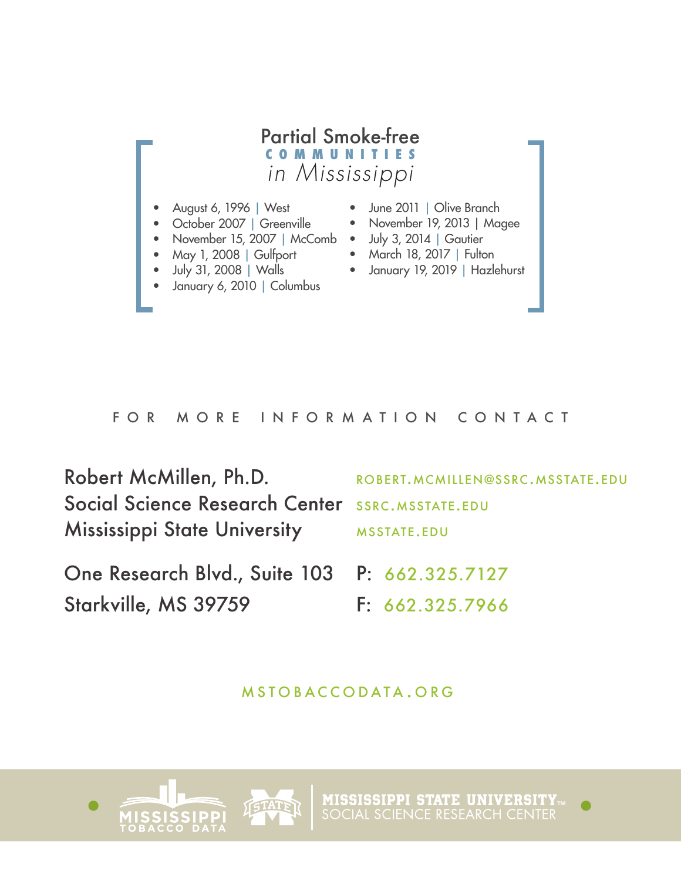## Partial Smoke-free COMMUNITIES *in Mississippi*

- August 6, 1996 | West
- October 2007 | Greenville
- November 15, 2007 | McComb
- May 1, 2008 | Gulfport
- July 31, 2008 | Walls
- January 6, 2010 | Columbus
- June 2011 | Olive Branch
- November 19, 2013 | Magee
- July 3, 2014 | Gautier
- March 18, 2017 | Fulton
- January 19, 2019 | Hazlehurst

FOR MORE INFORMATION CONTACT

Robert McMillen, Ph.D.
Social Science Research Center
Mississippi State University

ROBERT.MCMILLEN@SSRC.MSSTATE.EDU
SSRC.MSSTATE.EDU
MSSTATE.EDU

One Research Blvd., Suite 103
Starkville, MS 39759

P: 662.325.7127
F: 662.325.7966

MSTOBACCODATA.ORG

MISSISSIPPI TOBACCO DATA

MISSISSIPPI STATE UNIVERSITY™
SOCIAL SCIENCE RESEARCH CENTER